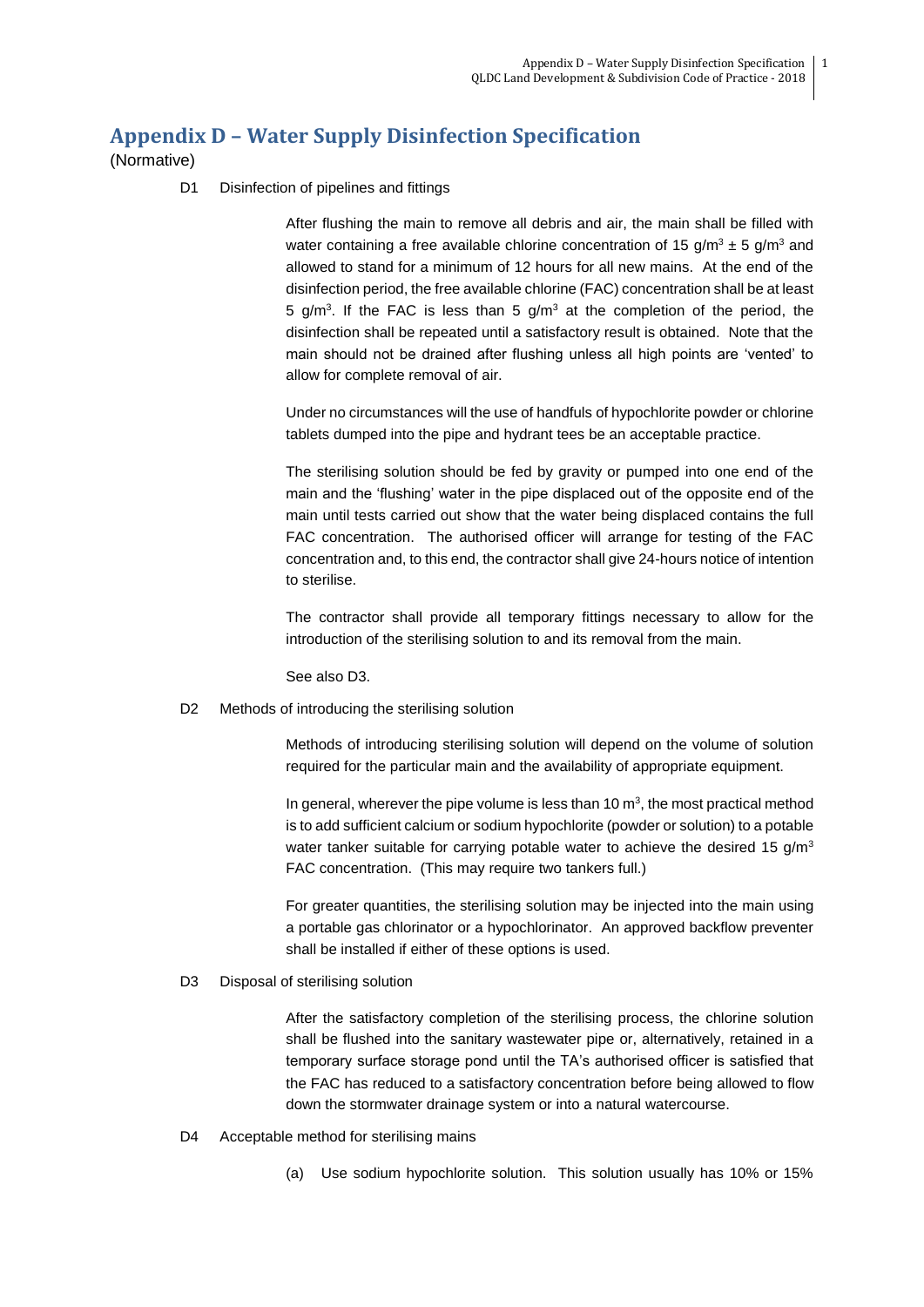# Appendix D – Water Supply Disinfection Specification

(Normative)

D1 Disinfection of pipelines and fittings

After flushing the main to remove all debris and air, the main shall be filled with water containing a free available chlorine concentration of 15 $g/m^3 \pm 5$ $g/m^3$ and allowed to stand for a minimum of 12 hours for all new mains. At the end of the disinfection period, the free available chlorine (FAC) concentration shall be at least 5 $g/m^3$. If the FAC is less than 5 $g/m^3$ at the completion of the period, the disinfection shall be repeated until a satisfactory result is obtained. Note that the main should not be drained after flushing unless all high points are 'vented' to allow for complete removal of air.

Under no circumstances will the use of handfuls of hypochlorite powder or chlorine tablets dumped into the pipe and hydrant tees be an acceptable practice.

The sterilising solution should be fed by gravity or pumped into one end of the main and the 'flushing' water in the pipe displaced out of the opposite end of the main until tests carried out show that the water being displaced contains the full FAC concentration. The authorised officer will arrange for testing of the FAC concentration and, to this end, the contractor shall give 24-hours notice of intention to sterilise.

The contractor shall provide all temporary fittings necessary to allow for the introduction of the sterilising solution to and its removal from the main.

See also D3.

D2 Methods of introducing the sterilising solution

Methods of introducing sterilising solution will depend on the volume of solution required for the particular main and the availability of appropriate equipment.

In general, wherever the pipe volume is less than 10 $m^3$, the most practical method is to add sufficient calcium or sodium hypochlorite (powder or solution) to a potable water tanker suitable for carrying potable water to achieve the desired 15 $g/m^3$ FAC concentration. (This may require two tankers full.)

For greater quantities, the sterilising solution may be injected into the main using a portable gas chlorinator or a hypochlorinator. An approved backflow preventer shall be installed if either of these options is used.

D3 Disposal of sterilising solution

After the satisfactory completion of the sterilising process, the chlorine solution shall be flushed into the sanitary wastewater pipe or, alternatively, retained in a temporary surface storage pond until the TA's authorised officer is satisfied that the FAC has reduced to a satisfactory concentration before being allowed to flow down the stormwater drainage system or into a natural watercourse.

D4 Acceptable method for sterilising mains

(a) Use sodium hypochlorite solution. This solution usually has 10% or 15%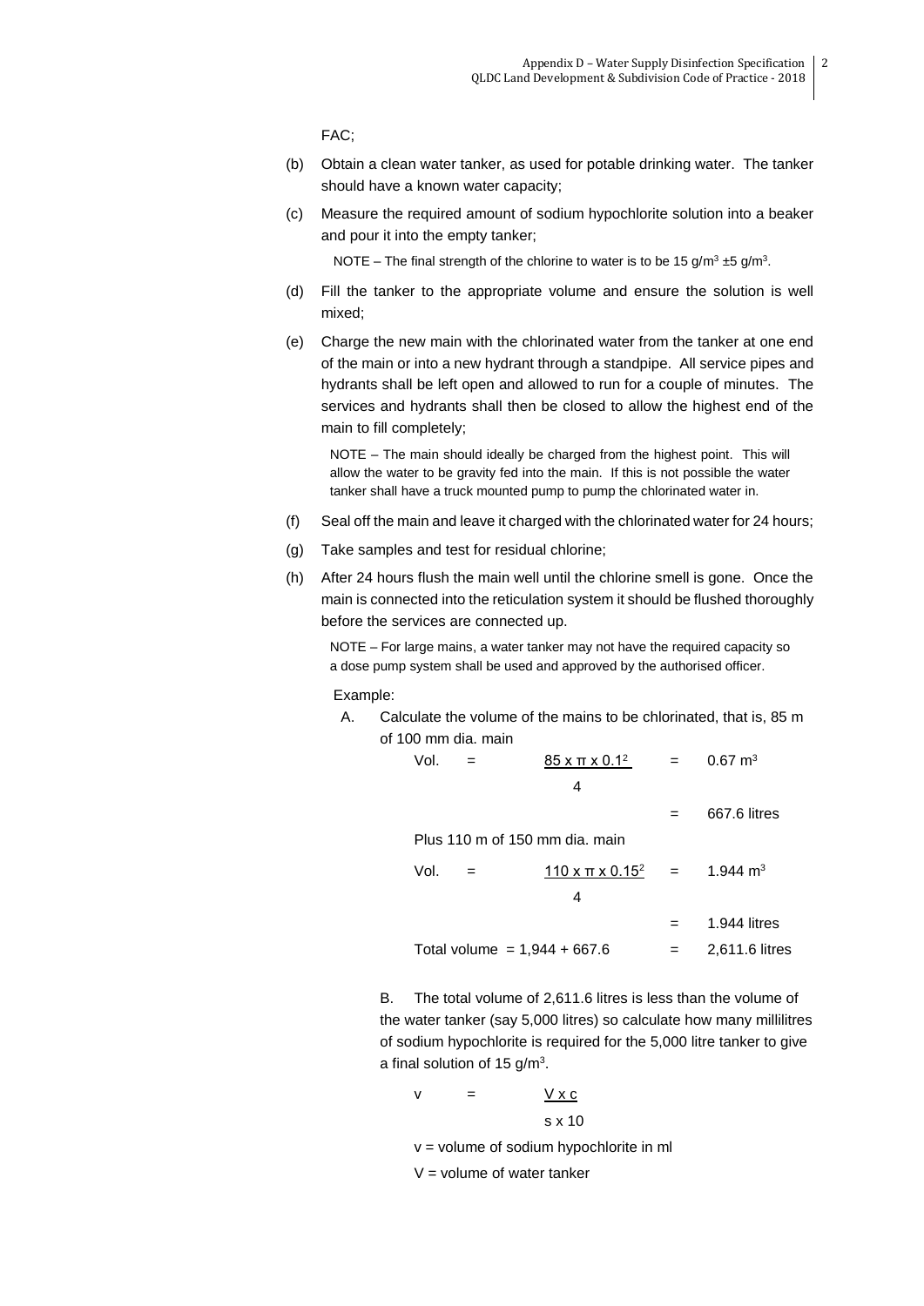FAC;

(b) Obtain a clean water tanker, as used for potable drinking water. The tanker should have a known water capacity;

(c) Measure the required amount of sodium hypochlorite solution into a beaker and pour it into the empty tanker;

NOTE – The final strength of the chlorine to water is to be 15 $g/m^3$ ±5 $g/m^3$.

(d) Fill the tanker to the appropriate volume and ensure the solution is well mixed;

(e) Charge the new main with the chlorinated water from the tanker at one end of the main or into a new hydrant through a standpipe. All service pipes and hydrants shall be left open and allowed to run for a couple of minutes. The services and hydrants shall then be closed to allow the highest end of the main to fill completely;

NOTE – The main should ideally be charged from the highest point. This will allow the water to be gravity fed into the main. If this is not possible the water tanker shall have a truck mounted pump to pump the chlorinated water in.

(f) Seal off the main and leave it charged with the chlorinated water for 24 hours;

(g) Take samples and test for residual chlorine;

(h) After 24 hours flush the main well until the chlorine smell is gone. Once the main is connected into the reticulation system it should be flushed thoroughly before the services are connected up.

NOTE – For large mains, a water tanker may not have the required capacity so a dose pump system shall be used and approved by the authorised officer.

Example:

A. Calculate the volume of the mains to be chlorinated, that is, 85 m of 100 mm dia. main

$$\text{Vol.} = \frac{85 \times \pi \times 0.1^2}{4} = 0.67 \text{ m}^3$$

= 667.6 litres

Plus 110 m of 150 mm dia. main

$$\text{Vol.} = \frac{110 \times \pi \times 0.15^2}{4} = 1.944 \text{ m}^3$$

= 1.944 litres

Total volume = 1,944 + 667.6 = 2,611.6 litres

B. The total volume of 2,611.6 litres is less than the volume of the water tanker (say 5,000 litres) so calculate how many millilitres of sodium hypochlorite is required for the 5,000 litre tanker to give a final solution of 15 $g/m^3$.

$$v = \frac{V \times c}{s \times 10}$$

v = volume of sodium hypochlorite in ml

V = volume of water tanker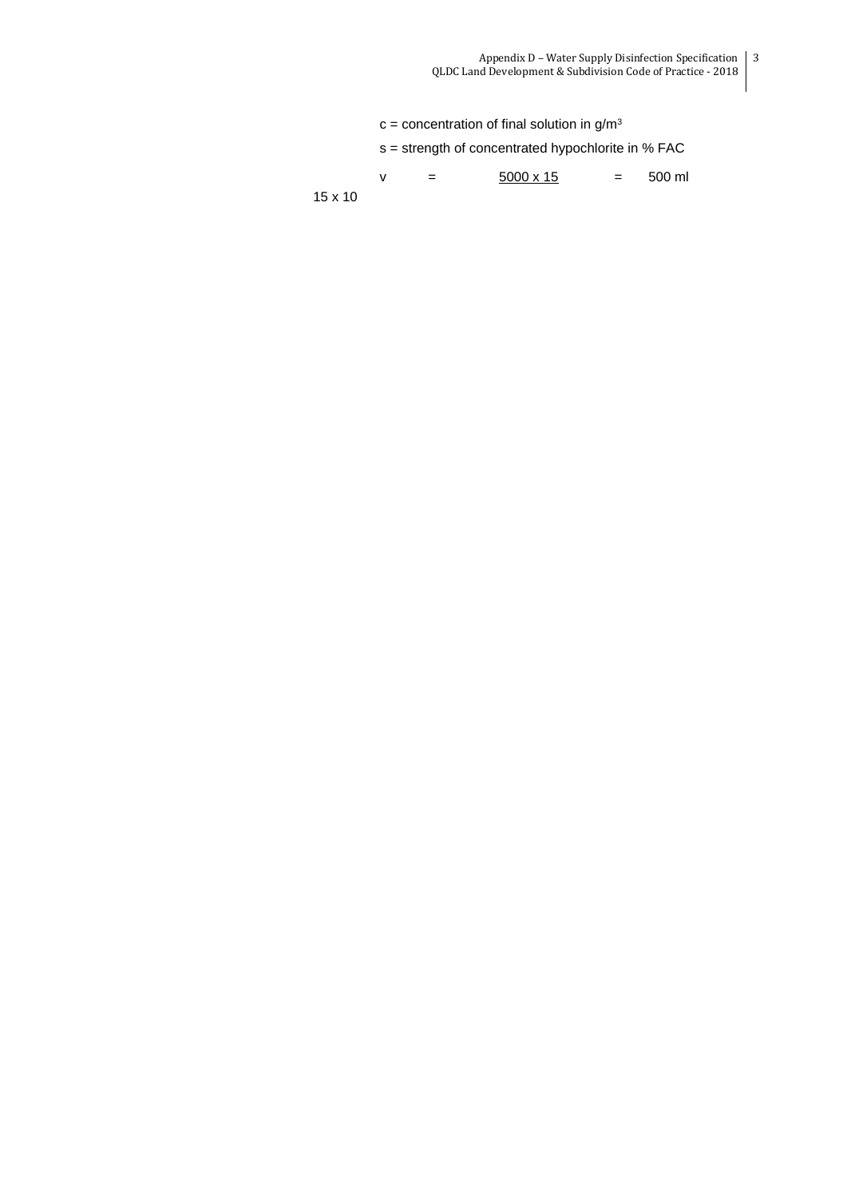c = concentration of final solution in g/m$^3$

s = strength of concentrated hypochlorite in % FAC

$$v = \frac{5000 \times 15}{15 \times 10} = 500 \text{ ml}$$